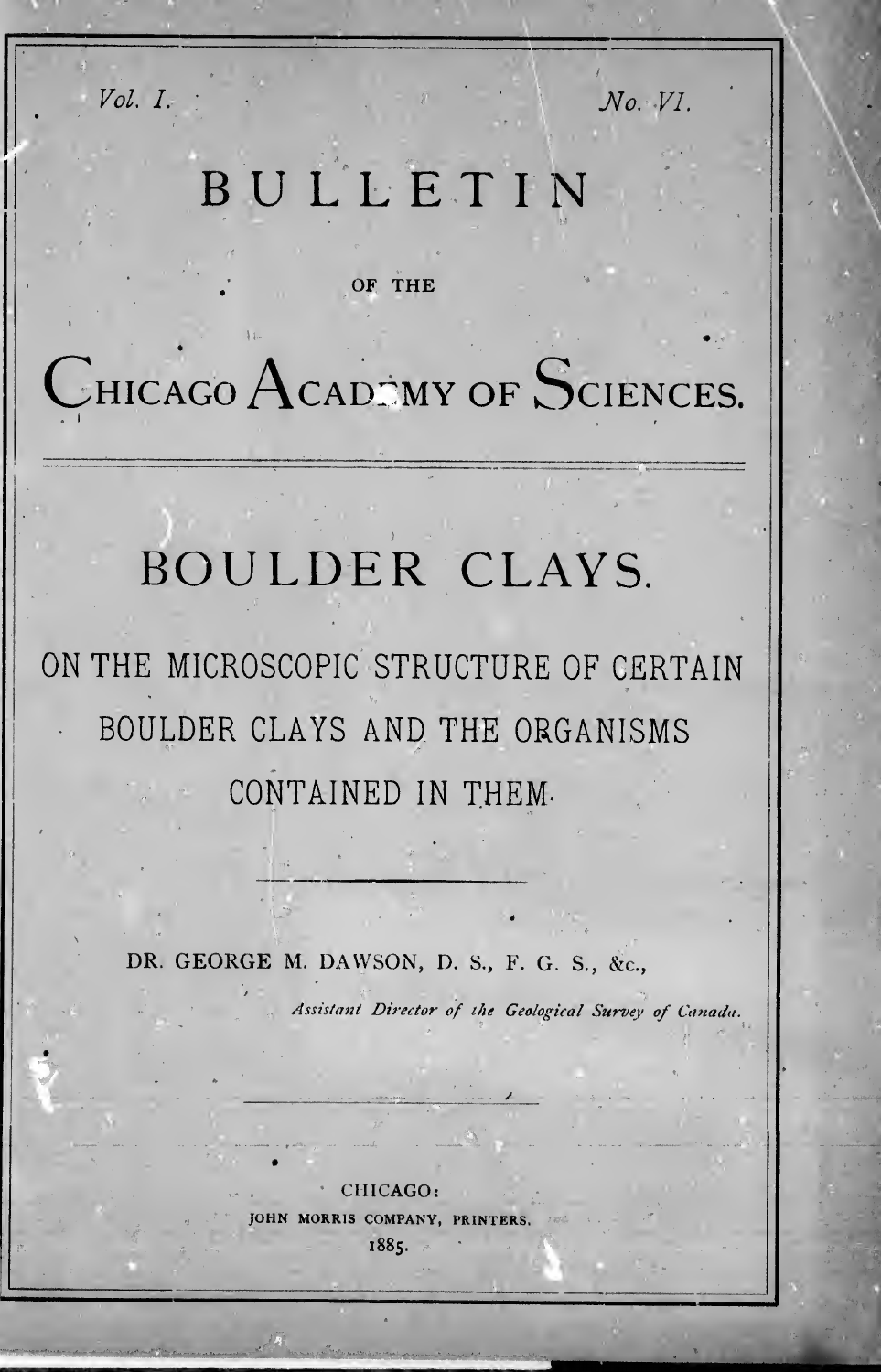*Vol. I.* *No. VI.*

# BULLETIN

OF THE

# CHICAGO ACADEMY OF SCIENCES.

---

# BOULDER CLAYS.

## ON THE MICROSCOPIC STRUCTURE OF CERTAIN BOULDER CLAYS AND THE ORGANISMS CONTAINED IN THEM.

---

DR. GEORGE M. DAWSON, D. S., F. G. S., &c.,

*Assistant Director of the Geological Survey of Canada.*

---

CHICAGO:
JOHN MORRIS COMPANY, PRINTERS.
1885.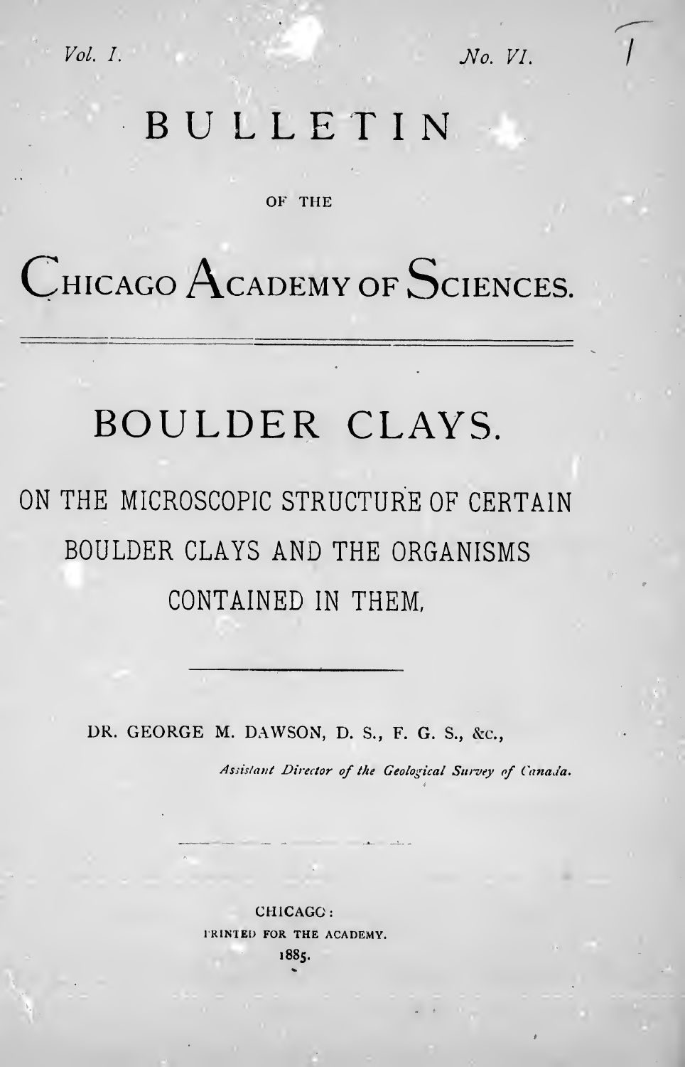Vol. I. No. VI.

# BULLETIN

OF THE

# CHICAGO ACADEMY OF SCIENCES.

---

## BOULDER CLAYS.

### ON THE MICROSCOPIC STRUCTURE OF CERTAIN BOULDER CLAYS AND THE ORGANISMS CONTAINED IN THEM.

---

DR. GEORGE M. DAWSON, D. S., F. G. S., &c.,

*Assistant Director of the Geological Survey of Canada.*

CHICAGO:
PRINTED FOR THE ACADEMY.
1885.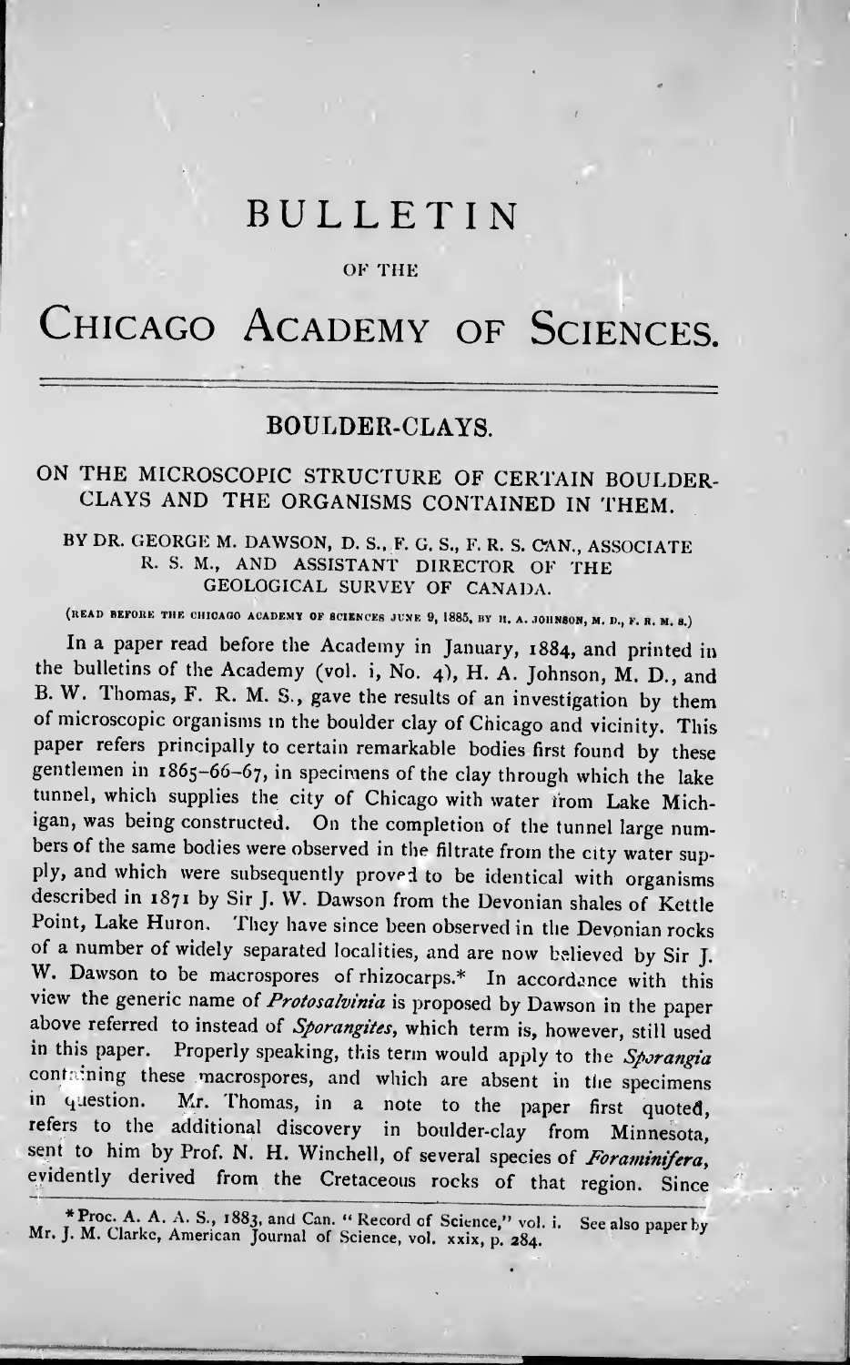# BULLETIN

OF THE

# Chicago Academy of Sciences.

## BOULDER-CLAYS.

### ON THE MICROSCOPIC STRUCTURE OF CERTAIN BOULDER-CLAYS AND THE ORGANISMS CONTAINED IN THEM.

BY DR. GEORGE M. DAWSON, D. S., F. G. S., F. R. S. CAN., ASSOCIATE R. S. M., AND ASSISTANT DIRECTOR OF THE GEOLOGICAL SURVEY OF CANADA.

(READ BEFORE THE CHICAGO ACADEMY OF SCIENCES JUNE 9, 1885, BY H. A. JOHNSON, M. D., F. R. M. S.)

In a paper read before the Academy in January, 1884, and printed in the bulletins of the Academy (vol. i, No. 4), H. A. Johnson, M. D., and B. W. Thomas, F. R. M. S., gave the results of an investigation by them of microscopic organisms in the boulder clay of Chicago and vicinity. This paper refers principally to certain remarkable bodies first found by these gentlemen in 1865-66-67, in specimens of the clay through which the lake tunnel, which supplies the city of Chicago with water from Lake Michigan, was being constructed. On the completion of the tunnel large numbers of the same bodies were observed in the filtrate from the city water supply, and which were subsequently proved to be identical with organisms described in 1871 by Sir J. W. Dawson from the Devonian shales of Kettle Point, Lake Huron. They have since been observed in the Devonian rocks of a number of widely separated localities, and are now believed by Sir J. W. Dawson to be macrospores of rhizocarps.* In accordance with this view the generic name of *Protosalvinia* is proposed by Dawson in the paper above referred to instead of *Sporangites*, which term is, however, still used in this paper. Properly speaking, this term would apply to the *Sporangia* containing these macrospores, and which are absent in the specimens in question. Mr. Thomas, in a note to the paper first quoted, refers to the additional discovery in boulder-clay from Minnesota, sent to him by Prof. N. H. Winchell, of several species of *Foraminifera*, evidently derived from the Cretaceous rocks of that region. Since

*Proc. A. A. A. S., 1883, and Can. "Record of Science," vol. i. See also paper by Mr. J. M. Clarke, American Journal of Science, vol. xxix, p. 284.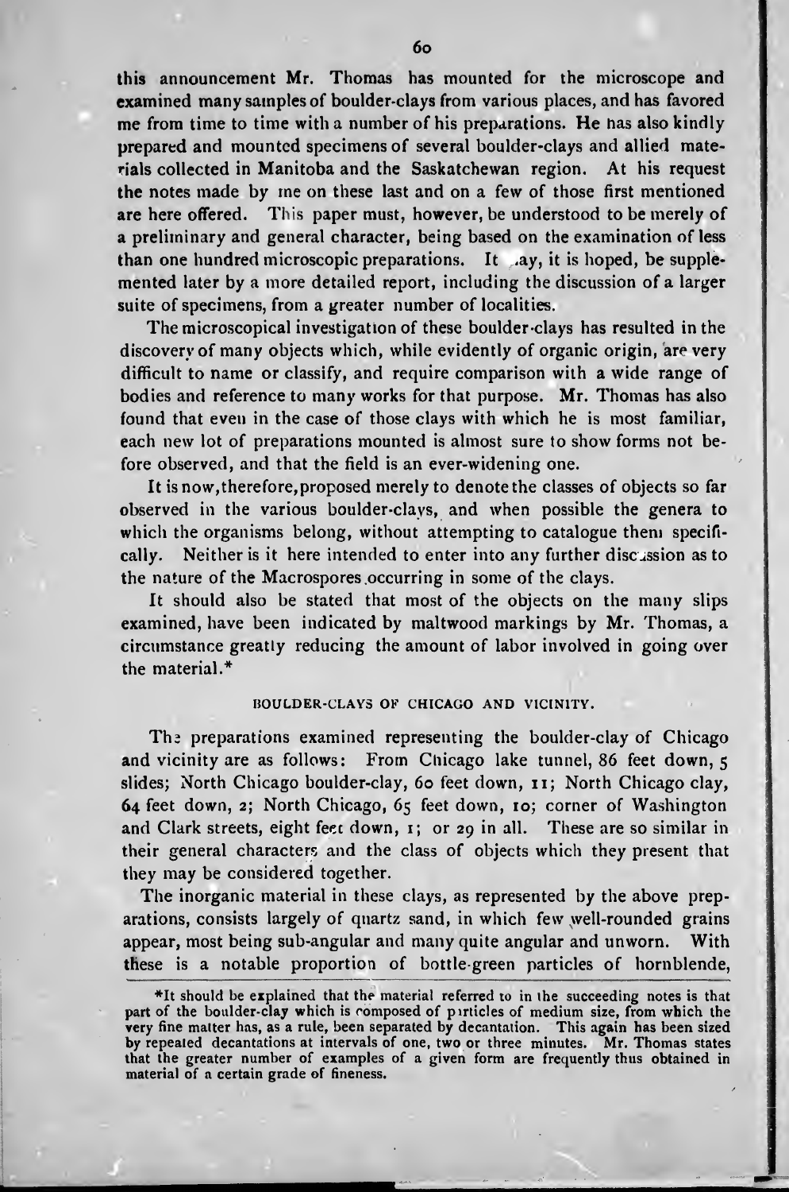this announcement Mr. Thomas has mounted for the microscope and examined many samples of boulder-clays from various places, and has favored me from time to time with a number of his preparations. He has also kindly prepared and mounted specimens of several boulder-clays and allied materials collected in Manitoba and the Saskatchewan region. At his request the notes made by me on these last and on a few of those first mentioned are here offered. This paper must, however, be understood to be merely of a preliminary and general character, being based on the examination of less than one hundred microscopic preparations. It may, it is hoped, be supplemented later by a more detailed report, including the discussion of a larger suite of specimens, from a greater number of localities.

The microscopical investigation of these boulder-clays has resulted in the discovery of many objects which, while evidently of organic origin, are very difficult to name or classify, and require comparison with a wide range of bodies and reference to many works for that purpose. Mr. Thomas has also found that even in the case of those clays with which he is most familiar, each new lot of preparations mounted is almost sure to show forms not before observed, and that the field is an ever-widening one.

It is now, therefore, proposed merely to denote the classes of objects so far observed in the various boulder-clays, and when possible the genera to which the organisms belong, without attempting to catalogue them specifically. Neither is it here intended to enter into any further discussion as to the nature of the Macrospores occurring in some of the clays.

It should also be stated that most of the objects on the many slips examined, have been indicated by maltwood markings by Mr. Thomas, a circumstance greatly reducing the amount of labor involved in going over the material.*

### BOULDER-CLAYS OF CHICAGO AND VICINITY.

The preparations examined representing the boulder-clay of Chicago and vicinity are as follows: From Chicago lake tunnel, 86 feet down, 5 slides; North Chicago boulder-clay, 60 feet down, 11; North Chicago clay, 64 feet down, 2; North Chicago, 65 feet down, 10; corner of Washington and Clark streets, eight feet down, 1; or 29 in all. These are so similar in their general characters and the class of objects which they present that they may be considered together.

The inorganic material in these clays, as represented by the above preparations, consists largely of quartz sand, in which few well-rounded grains appear, most being sub-angular and many quite angular and unworn. With these is a notable proportion of bottle-green particles of hornblende,

---

*It should be explained that the material referred to in the succeeding notes is that part of the boulder-clay which is composed of particles of medium size, from which the very fine matter has, as a rule, been separated by decantation. This again has been sized by repeated decantations at intervals of one, two or three minutes. Mr. Thomas states that the greater number of examples of a given form are frequently thus obtained in material of a certain grade of fineness.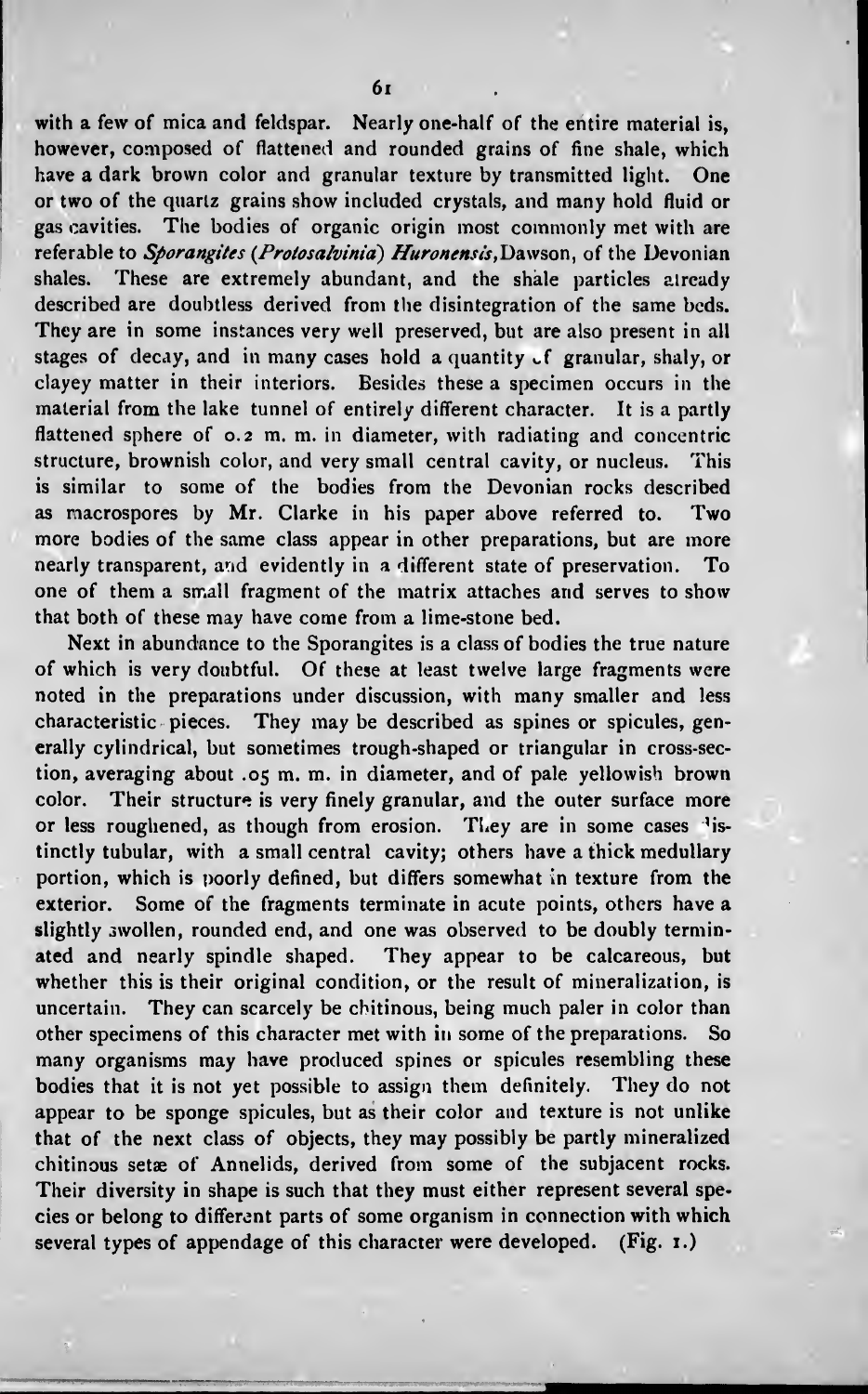with a few of mica and feldspar. Nearly one-half of the entire material is, however, composed of flattened and rounded grains of fine shale, which have a dark brown color and granular texture by transmitted light. One or two of the quartz grains show included crystals, and many hold fluid or gas cavities. The bodies of organic origin most commonly met with are referable to ***Sporangites*** (***Protosalvinia***) ***Huronensis***, Dawson, of the Devonian shales. These are extremely abundant, and the shale particles already described are doubtless derived from the disintegration of the same beds. They are in some instances very well preserved, but are also present in all stages of decay, and in many cases hold a quantity of granular, shaly, or clayey matter in their interiors. Besides these a specimen occurs in the material from the lake tunnel of entirely different character. It is a partly flattened sphere of 0.2 m. m. in diameter, with radiating and concentric structure, brownish color, and very small central cavity, or nucleus. This is similar to some of the bodies from the Devonian rocks described as macrospores by Mr. Clarke in his paper above referred to. Two more bodies of the same class appear in other preparations, but are more nearly transparent, and evidently in a different state of preservation. To one of them a small fragment of the matrix attaches and serves to show that both of these may have come from a lime-stone bed.

Next in abundance to the Sporangites is a class of bodies the true nature of which is very doubtful. Of these at least twelve large fragments were noted in the preparations under discussion, with many smaller and less characteristic pieces. They may be described as spines or spicules, generally cylindrical, but sometimes trough-shaped or triangular in cross-section, averaging about .05 m. m. in diameter, and of pale yellowish brown color. Their structure is very finely granular, and the outer surface more or less roughened, as though from erosion. They are in some cases distinctly tubular, with a small central cavity; others have a thick medullary portion, which is poorly defined, but differs somewhat in texture from the exterior. Some of the fragments terminate in acute points, others have a slightly swollen, rounded end, and one was observed to be doubly terminated and nearly spindle shaped. They appear to be calcareous, but whether this is their original condition, or the result of mineralization, is uncertain. They can scarcely be chitinous, being much paler in color than other specimens of this character met with in some of the preparations. So many organisms may have produced spines or spicules resembling these bodies that it is not yet possible to assign them definitely. They do not appear to be sponge spicules, but as their color and texture is not unlike that of the next class of objects, they may possibly be partly mineralized chitinous setæ of Annelids, derived from some of the subjacent rocks. Their diversity in shape is such that they must either represent several species or belong to different parts of some organism in connection with which several types of appendage of this character were developed. (Fig. 1.)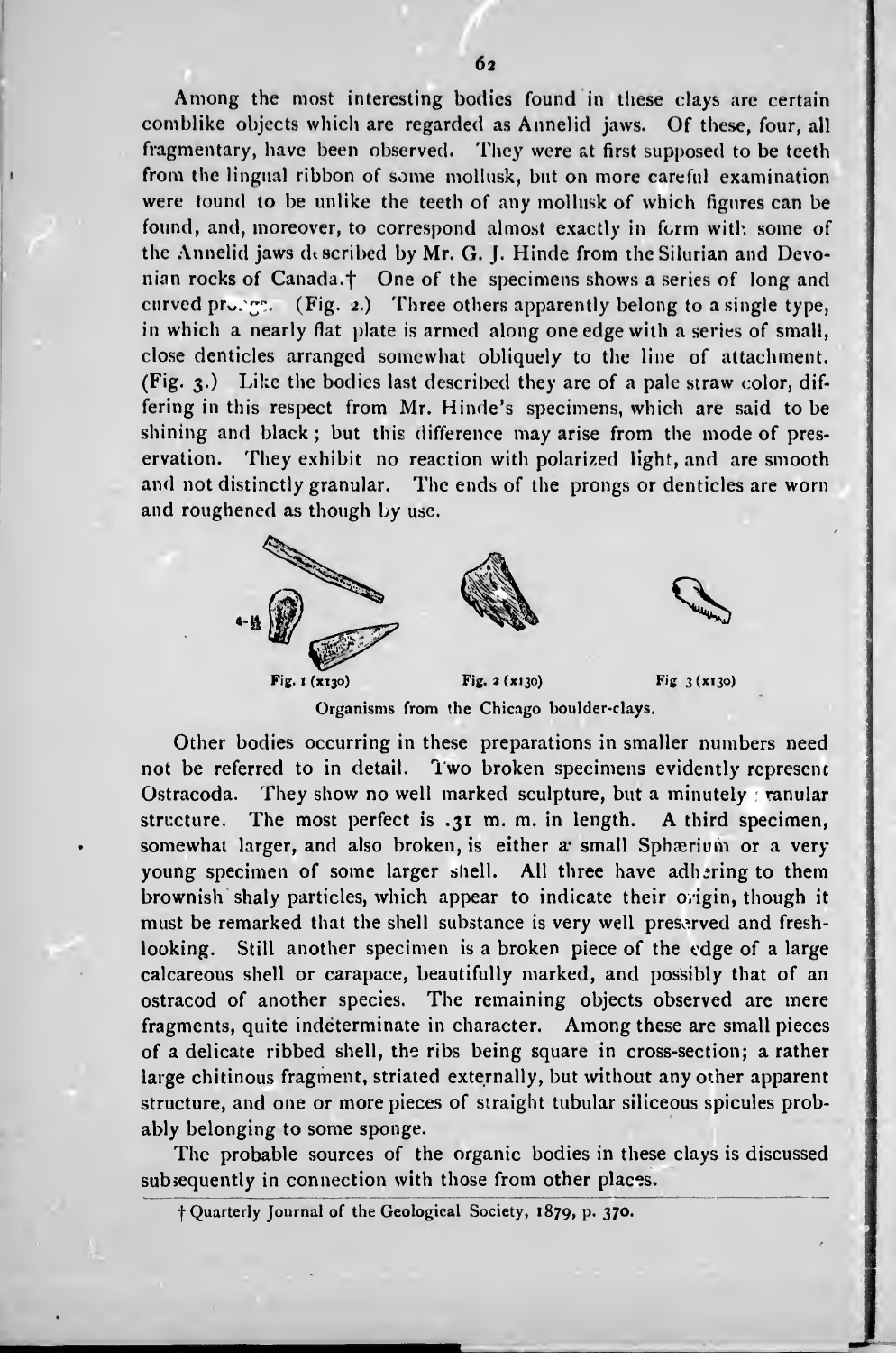Among the most interesting bodies found in these clays are certain comblike objects which are regarded as Annelid jaws. Of these, four, all fragmentary, have been observed. They were at first supposed to be teeth from the lingual ribbon of some mollusk, but on more careful examination were found to be unlike the teeth of any mollusk of which figures can be found, and, moreover, to correspond almost exactly in form with some of the Annelid jaws described by Mr. G. J. Hinde from the Silurian and Devonian rocks of Canada.† One of the specimens shows a series of long and curved prongs. (Fig. 2.) Three others apparently belong to a single type, in which a nearly flat plate is armed along one edge with a series of small, close denticles arranged somewhat obliquely to the line of attachment. (Fig. 3.) Like the bodies last described they are of a pale straw color, differing in this respect from Mr. Hinde's specimens, which are said to be shining and black; but this difference may arise from the mode of preservation. They exhibit no reaction with polarized light, and are smooth and not distinctly granular. The ends of the prongs or denticles are worn and roughened as though by use.

Fig. 1 (x130) Fig. 2 (x130) Fig. 3 (x130)

Organisms from the Chicago boulder-clays.

Other bodies occurring in these preparations in smaller numbers need not be referred to in detail. Two broken specimens evidently represent Ostracoda. They show no well marked sculpture, but a minutely granular structure. The most perfect is .31 m. m. in length. A third specimen, somewhat larger, and also broken, is either a small Sphærium or a very young specimen of some larger shell. All three have adhering to them brownish shaly particles, which appear to indicate their origin, though it must be remarked that the shell substance is very well preserved and fresh-looking. Still another specimen is a broken piece of the edge of a large calcareous shell or carapace, beautifully marked, and possibly that of an ostracod of another species. The remaining objects observed are mere fragments, quite indeterminate in character. Among these are small pieces of a delicate ribbed shell, the ribs being square in cross-section; a rather large chitinous fragment, striated externally, but without any other apparent structure, and one or more pieces of straight tubular siliceous spicules probably belonging to some sponge.

The probable sources of the organic bodies in these clays is discussed subsequently in connection with those from other places.

† Quarterly Journal of the Geological Society, 1879, p. 370.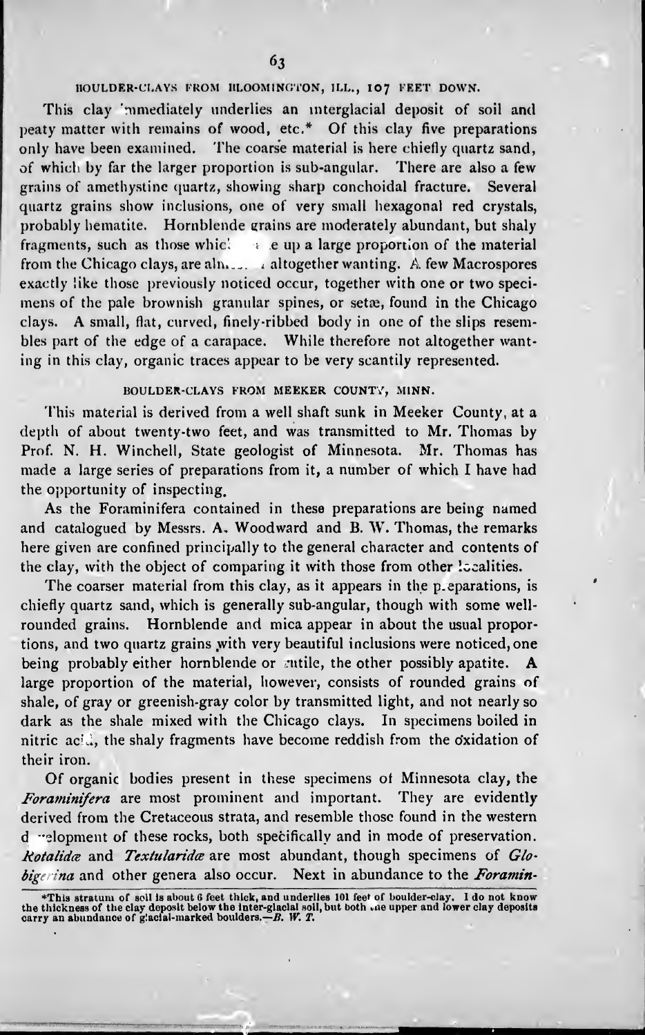### BOULDER-CLAYS FROM BLOOMINGTON, ILL., 107 FEET DOWN.

This clay immediately underlies an interglacial deposit of soil and peaty matter with remains of wood, etc.* Of this clay five preparations only have been examined. The coarse material is here chiefly quartz sand, of which by far the larger proportion is sub-angular. There are also a few grains of amethystine quartz, showing sharp conchoidal fracture. Several quartz grains show inclusions, one of very small hexagonal red crystals, probably hematite. Hornblende grains are moderately abundant, but shaly fragments, such as those which make up a large proportion of the material from the Chicago clays, are almost altogether wanting. A few Macrospores exactly like those previously noticed occur, together with one or two specimens of the pale brownish granular spines, or setæ, found in the Chicago clays. A small, flat, curved, finely-ribbed body in one of the slips resembles part of the edge of a carapace. While therefore not altogether wanting in this clay, organic traces appear to be very scantily represented.

### BOULDER-CLAYS FROM MEEKER COUNTY, MINN.

This material is derived from a well shaft sunk in Meeker County, at a depth of about twenty-two feet, and was transmitted to Mr. Thomas by Prof. N. H. Winchell, State geologist of Minnesota. Mr. Thomas has made a large series of preparations from it, a number of which I have had the opportunity of inspecting.

As the Foraminifera contained in these preparations are being named and catalogued by Messrs. A. Woodward and B. W. Thomas, the remarks here given are confined principally to the general character and contents of the clay, with the object of comparing it with those from other localities.

The coarser material from this clay, as it appears in the preparations, is chiefly quartz sand, which is generally sub-angular, though with some well-rounded grains. Hornblende and mica appear in about the usual proportions, and two quartz grains with very beautiful inclusions were noticed, one being probably either hornblende or rutile, the other possibly apatite. A large proportion of the material, however, consists of rounded grains of shale, of gray or greenish-gray color by transmitted light, and not nearly so dark as the shale mixed with the Chicago clays. In specimens boiled in nitric acid, the shaly fragments have become reddish from the oxidation of their iron.

Of organic bodies present in these specimens of Minnesota clay, the *Foraminifera* are most prominent and important. They are evidently derived from the Cretaceous strata, and resemble those found in the western development of these rocks, both specifically and in mode of preservation. *Rotalidæ* and *Textularidæ* are most abundant, though specimens of *Globigerina* and other genera also occur. Next in abundance to the *Foramin-*

*This stratum of soil is about 6 feet thick, and underlies 101 feet of boulder-clay. I do not know the thickness of the clay deposit below the inter-glacial soil, but both the upper and lower clay deposits carry an abundance of glacial-marked boulders.—*B. W. T.*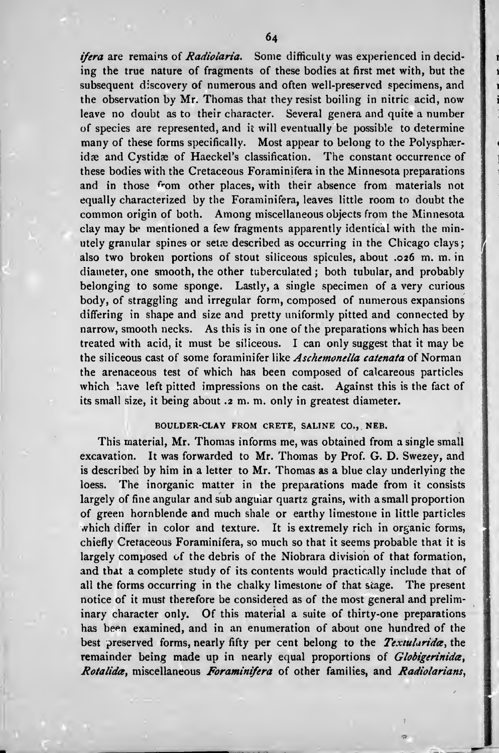*ifera* are remains of *Radiolaria*. Some difficulty was experienced in deciding the true nature of fragments of these bodies at first met with, but the subsequent discovery of numerous and often well-preserved specimens, and the observation by Mr. Thomas that they resist boiling in nitric acid, now leave no doubt as to their character. Several genera and quite a number of species are represented, and it will eventually be possible to determine many of these forms specifically. Most appear to belong to the Polysphæridæ and Cystidæ of Haeckel's classification. The constant occurrence of these bodies with the Cretaceous Foraminifera in the Minnesota preparations and in those from other places, with their absence from materials not equally characterized by the Foraminifera, leaves little room to doubt the common origin of both. Among miscellaneous objects from the Minnesota clay may be mentioned a few fragments apparently identical with the minutely granular spines or setæ described as occurring in the Chicago clays; also two broken portions of stout siliceous spicules, about .026 m. m. in diameter, one smooth, the other tuberculated; both tubular, and probably belonging to some sponge. Lastly, a single specimen of a very curious body, of straggling and irregular form, composed of numerous expansions differing in shape and size and pretty uniformly pitted and connected by narrow, smooth necks. As this is in one of the preparations which has been treated with acid, it must be siliceous. I can only suggest that it may be the siliceous cast of some foraminifer like *Aschemonella catenata* of Norman the arenaceous test of which has been composed of calcareous particles which have left pitted impressions on the cast. Against this is the fact of its small size, it being about .2 m. m. only in greatest diameter.

### BOULDER-CLAY FROM CRETE, SALINE CO., NEB.

This material, Mr. Thomas informs me, was obtained from a single small excavation. It was forwarded to Mr. Thomas by Prof. G. D. Swezey, and is described by him in a letter to Mr. Thomas as a blue clay underlying the loess. The inorganic matter in the preparations made from it consists largely of fine angular and sub angular quartz grains, with a small proportion of green hornblende and much shale or earthy limestone in little particles which differ in color and texture. It is extremely rich in organic forms, chiefly Cretaceous Foraminifera, so much so that it seems probable that it is largely composed of the debris of the Niobrara division of that formation, and that a complete study of its contents would practically include that of all the forms occurring in the chalky limestone of that stage. The present notice of it must therefore be considered as of the most general and preliminary character only. Of this material a suite of thirty-one preparations has been examined, and in an enumeration of about one hundred of the best preserved forms, nearly fifty per cent belong to the *Textularidæ*, the remainder being made up in nearly equal proportions of *Globigerinidæ*, *Rotalidæ*, miscellaneous *Foraminifera* of other families, and *Radiolarians*,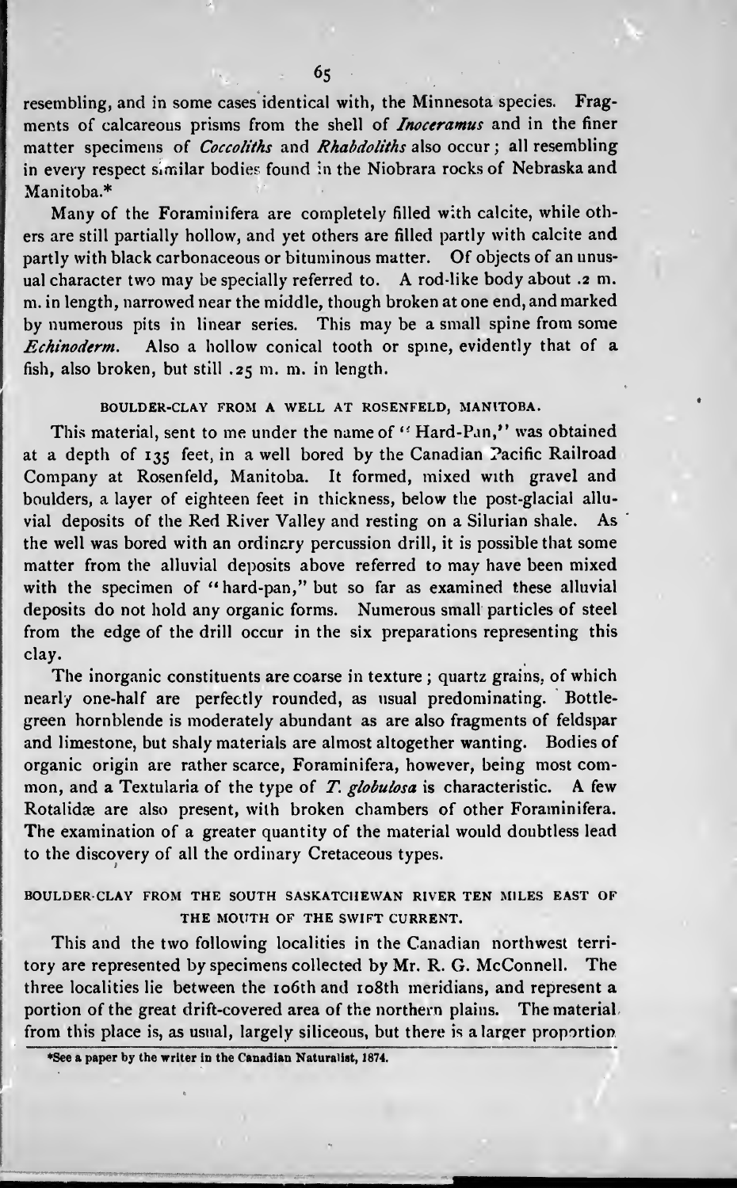resembling, and in some cases identical with, the Minnesota species. Fragments of calcareous prisms from the shell of *Inoceramus* and in the finer matter specimens of *Coccoliths* and *Rhabdoliths* also occur; all resembling in every respect similar bodies found in the Niobrara rocks of Nebraska and Manitoba.*

Many of the Foraminifera are completely filled with calcite, while others are still partially hollow, and yet others are filled partly with calcite and partly with black carbonaceous or bituminous matter. Of objects of an unusual character two may be specially referred to. A rod-like body about .2 m. m. in length, narrowed near the middle, though broken at one end, and marked by numerous pits in linear series. This may be a small spine from some *Echinoderm*. Also a hollow conical tooth or spine, evidently that of a fish, also broken, but still .25 m. m. in length.

### BOULDER-CLAY FROM A WELL AT ROSENFELD, MANITOBA.

This material, sent to me under the name of "Hard-Pan," was obtained at a depth of 135 feet, in a well bored by the Canadian Pacific Railroad Company at Rosenfeld, Manitoba. It formed, mixed with gravel and boulders, a layer of eighteen feet in thickness, below the post-glacial alluvial deposits of the Red River Valley and resting on a Silurian shale. As the well was bored with an ordinary percussion drill, it is possible that some matter from the alluvial deposits above referred to may have been mixed with the specimen of "hard-pan," but so far as examined these alluvial deposits do not hold any organic forms. Numerous small particles of steel from the edge of the drill occur in the six preparations representing this clay.

The inorganic constituents are coarse in texture; quartz grains, of which nearly one-half are perfectly rounded, as usual predominating. Bottle-green hornblende is moderately abundant as are also fragments of feldspar and limestone, but shaly materials are almost altogether wanting. Bodies of organic origin are rather scarce, Foraminifera, however, being most common, and a Textularia of the type of *T. globulosa* is characteristic. A few Rotalidæ are also present, with broken chambers of other Foraminifera. The examination of a greater quantity of the material would doubtless lead to the discovery of all the ordinary Cretaceous types.

### BOULDER-CLAY FROM THE SOUTH SASKATCHEWAN RIVER TEN MILES EAST OF THE MOUTH OF THE SWIFT CURRENT.

This and the two following localities in the Canadian northwest territory are represented by specimens collected by Mr. R. G. McConnell. The three localities lie between the 106th and 108th meridians, and represent a portion of the great drift-covered area of the northern plains. The material from this place is, as usual, largely siliceous, but there is a larger proportion

*See a paper by the writer in the Canadian Naturalist, 1874.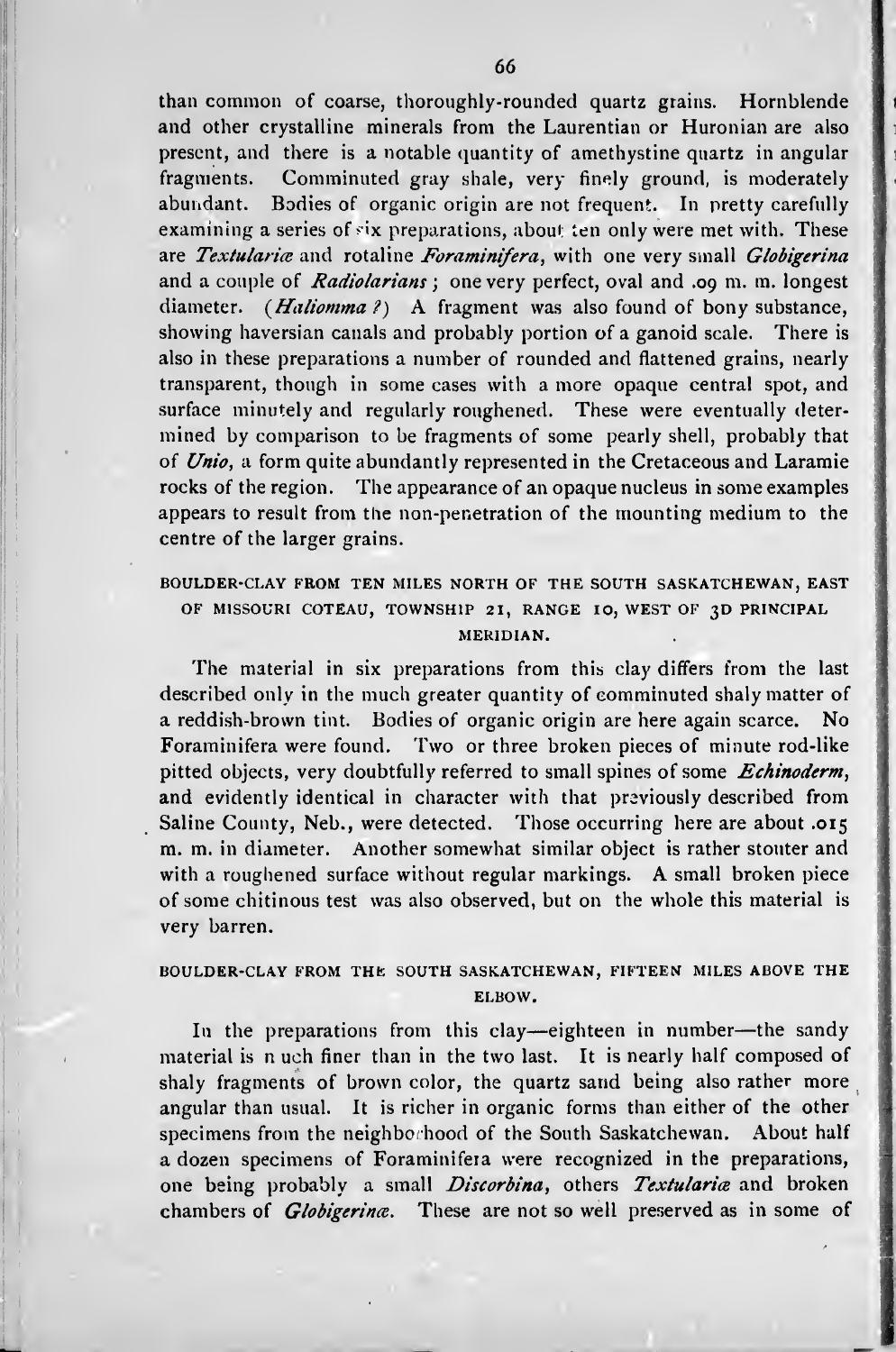than common of coarse, thoroughly-rounded quartz grains. Hornblende and other crystalline minerals from the Laurentian or Huronian are also present, and there is a notable quantity of amethystine quartz in angular fragments. Comminuted gray shale, very finely ground, is moderately abundant. Bodies of organic origin are not frequent. In pretty carefully examining a series of six preparations, about ten only were met with. These are *Textulariæ* and rotaline *Foraminifera*, with one very small *Globigerina* and a couple of *Radiolarians*; one very perfect, oval and .09 m. m. longest diameter. (*Haliomma ?*) A fragment was also found of bony substance, showing haversian canals and probably portion of a ganoid scale. There is also in these preparations a number of rounded and flattened grains, nearly transparent, though in some cases with a more opaque central spot, and surface minutely and regularly roughened. These were eventually determined by comparison to be fragments of some pearly shell, probably that of *Unio*, a form quite abundantly represented in the Cretaceous and Laramie rocks of the region. The appearance of an opaque nucleus in some examples appears to result from the non-penetration of the mounting medium to the centre of the larger grains.

### BOULDER-CLAY FROM TEN MILES NORTH OF THE SOUTH SASKATCHEWAN, EAST OF MISSOURI COTEAU, TOWNSHIP 21, RANGE 10, WEST OF 3D PRINCIPAL MERIDIAN.

The material in six preparations from this clay differs from the last described only in the much greater quantity of comminuted shaly matter of a reddish-brown tint. Bodies of organic origin are here again scarce. No Foraminifera were found. Two or three broken pieces of minute rod-like pitted objects, very doubtfully referred to small spines of some *Echinoderm*, and evidently identical in character with that previously described from Saline County, Neb., were detected. Those occurring here are about .015 m. m. in diameter. Another somewhat similar object is rather stouter and with a roughened surface without regular markings. A small broken piece of some chitinous test was also observed, but on the whole this material is very barren.

### BOULDER-CLAY FROM THE SOUTH SASKATCHEWAN, FIFTEEN MILES ABOVE THE ELBOW.

In the preparations from this clay—eighteen in number—the sandy material is much finer than in the two last. It is nearly half composed of shaly fragments of brown color, the quartz sand being also rather more angular than usual. It is richer in organic forms than either of the other specimens from the neighbourhood of the South Saskatchewan. About half a dozen specimens of Foraminifera were recognized in the preparations, one being probably a small *Discorbina*, others *Textulariæ* and broken chambers of *Globigerinæ*. These are not so well preserved as in some of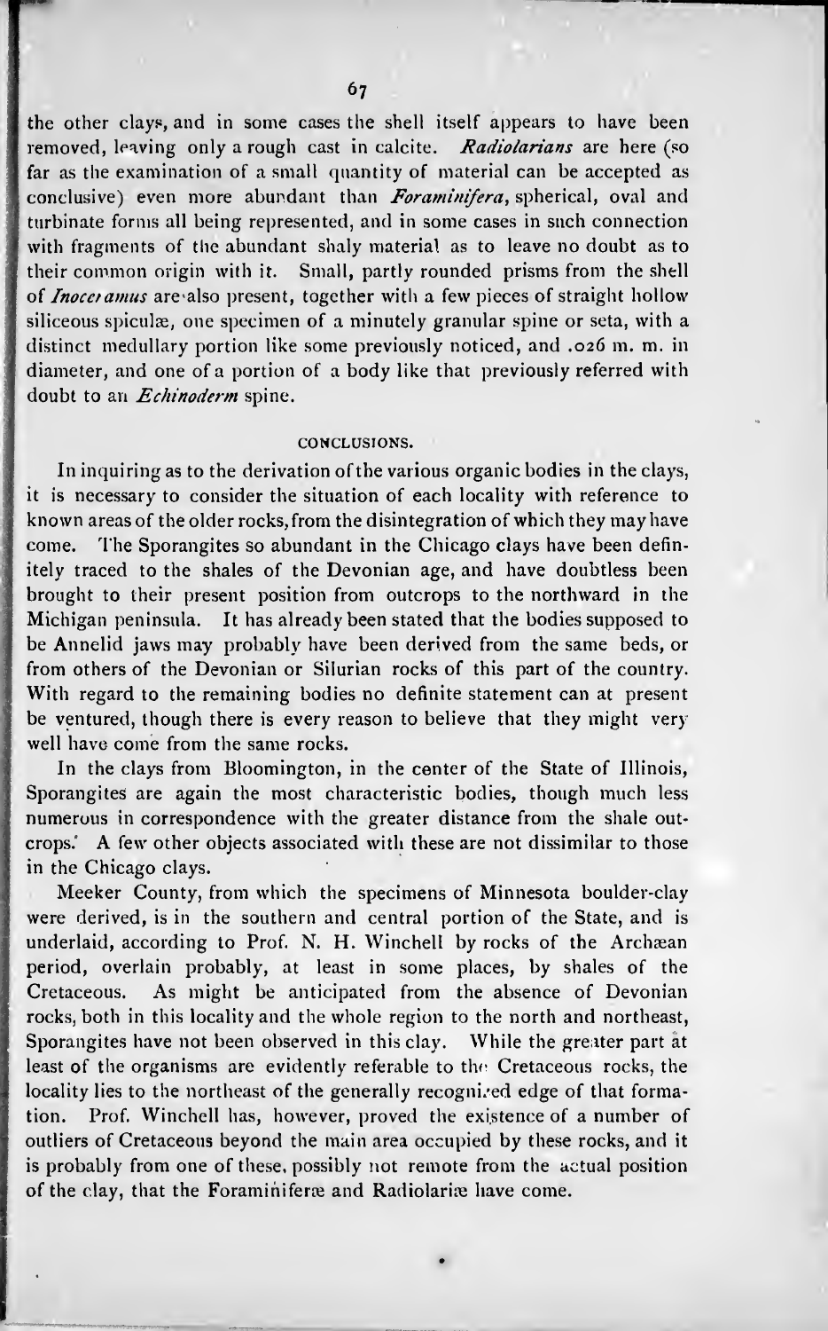the other clays, and in some cases the shell itself appears to have been removed, leaving only a rough cast in calcite. *Radiolarians* are here (so far as the examination of a small quantity of material can be accepted as conclusive) even more abundant than *Foraminifera*, spherical, oval and turbinate forms all being represented, and in some cases in such connection with fragments of the abundant shaly material as to leave no doubt as to their common origin with it. Small, partly rounded prisms from the shell of *Inoceramus* are also present, together with a few pieces of straight hollow siliceous spiculæ, one specimen of a minutely granular spine or seta, with a distinct medullary portion like some previously noticed, and .026 m. m. in diameter, and one of a portion of a body like that previously referred with doubt to an *Echinoderm* spine.

## CONCLUSIONS.

In inquiring as to the derivation of the various organic bodies in the clays, it is necessary to consider the situation of each locality with reference to known areas of the older rocks, from the disintegration of which they may have come. The Sporangites so abundant in the Chicago clays have been definitely traced to the shales of the Devonian age, and have doubtless been brought to their present position from outcrops to the northward in the Michigan peninsula. It has already been stated that the bodies supposed to be Annelid jaws may probably have been derived from the same beds, or from others of the Devonian or Silurian rocks of this part of the country. With regard to the remaining bodies no definite statement can at present be ventured, though there is every reason to believe that they might very well have come from the same rocks.

In the clays from Bloomington, in the center of the State of Illinois, Sporangites are again the most characteristic bodies, though much less numerous in correspondence with the greater distance from the shale outcrops. A few other objects associated with these are not dissimilar to those in the Chicago clays.

Meeker County, from which the specimens of Minnesota boulder-clay were derived, is in the southern and central portion of the State, and is underlaid, according to Prof. N. H. Winchell by rocks of the Archæan period, overlain probably, at least in some places, by shales of the Cretaceous. As might be anticipated from the absence of Devonian rocks, both in this locality and the whole region to the north and northeast, Sporangites have not been observed in this clay. While the greater part at least of the organisms are evidently referable to the Cretaceous rocks, the locality lies to the northeast of the generally recognized edge of that formation. Prof. Winchell has, however, proved the existence of a number of outliers of Cretaceous beyond the main area occupied by these rocks, and it is probably from one of these, possibly not remote from the actual position of the clay, that the Foraminiferæ and Radiolariæ have come.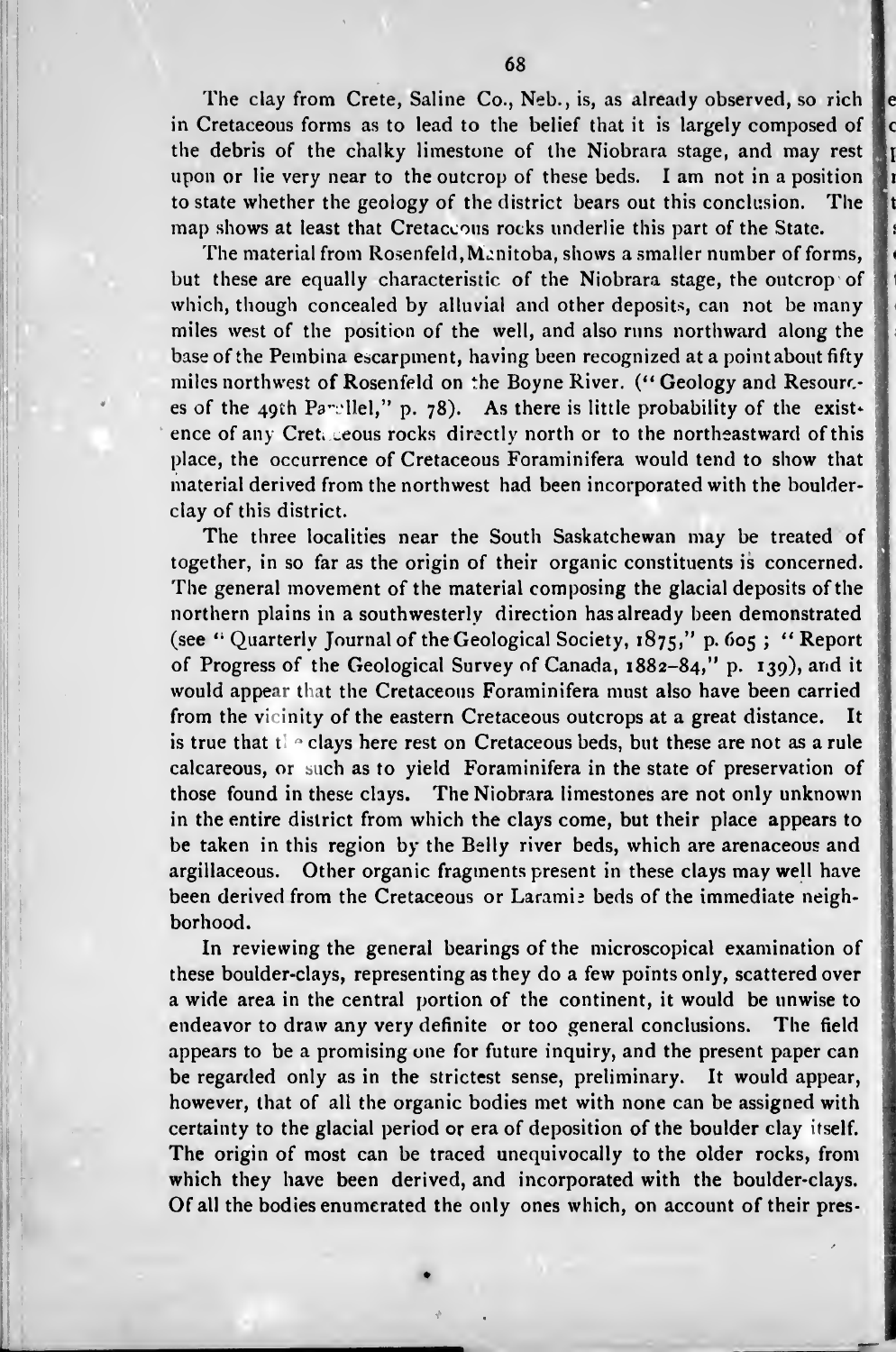The clay from Crete, Saline Co., Neb., is, as already observed, so rich in Cretaceous forms as to lead to the belief that it is largely composed of the debris of the chalky limestone of the Niobrara stage, and may rest upon or lie very near to the outcrop of these beds. I am not in a position to state whether the geology of the district bears out this conclusion. The map shows at least that Cretaceous rocks underlie this part of the State.

The material from Rosenfeld, Manitoba, shows a smaller number of forms, but these are equally characteristic of the Niobrara stage, the outcrop of which, though concealed by alluvial and other deposits, can not be many miles west of the position of the well, and also runs northward along the base of the Pembina escarpment, having been recognized at a point about fifty miles northwest of Rosenfeld on the Boyne River. ("Geology and Resources of the 49th Parallel," p. 78). As there is little probability of the existence of any Cretaceous rocks directly north or to the northeastward of this place, the occurrence of Cretaceous Foraminifera would tend to show that material derived from the northwest had been incorporated with the boulder-clay of this district.

The three localities near the South Saskatchewan may be treated of together, in so far as the origin of their organic constituents is concerned. The general movement of the material composing the glacial deposits of the northern plains in a southwesterly direction has already been demonstrated (see "Quarterly Journal of the Geological Society, 1875," p. 605; "Report of Progress of the Geological Survey of Canada, 1882–84," p. 139), and it would appear that the Cretaceous Foraminifera must also have been carried from the vicinity of the eastern Cretaceous outcrops at a great distance. It is true that the clays here rest on Cretaceous beds, but these are not as a rule calcareous, or such as to yield Foraminifera in the state of preservation of those found in these clays. The Niobrara limestones are not only unknown in the entire district from which the clays come, but their place appears to be taken in this region by the Belly river beds, which are arenaceous and argillaceous. Other organic fragments present in these clays may well have been derived from the Cretaceous or Laramie beds of the immediate neighborhood.

In reviewing the general bearings of the microscopical examination of these boulder-clays, representing as they do a few points only, scattered over a wide area in the central portion of the continent, it would be unwise to endeavor to draw any very definite or too general conclusions. The field appears to be a promising one for future inquiry, and the present paper can be regarded only as in the strictest sense, preliminary. It would appear, however, that of all the organic bodies met with none can be assigned with certainty to the glacial period or era of deposition of the boulder clay itself. The origin of most can be traced unequivocally to the older rocks, from which they have been derived, and incorporated with the boulder-clays. Of all the bodies enumerated the only ones which, on account of their pres-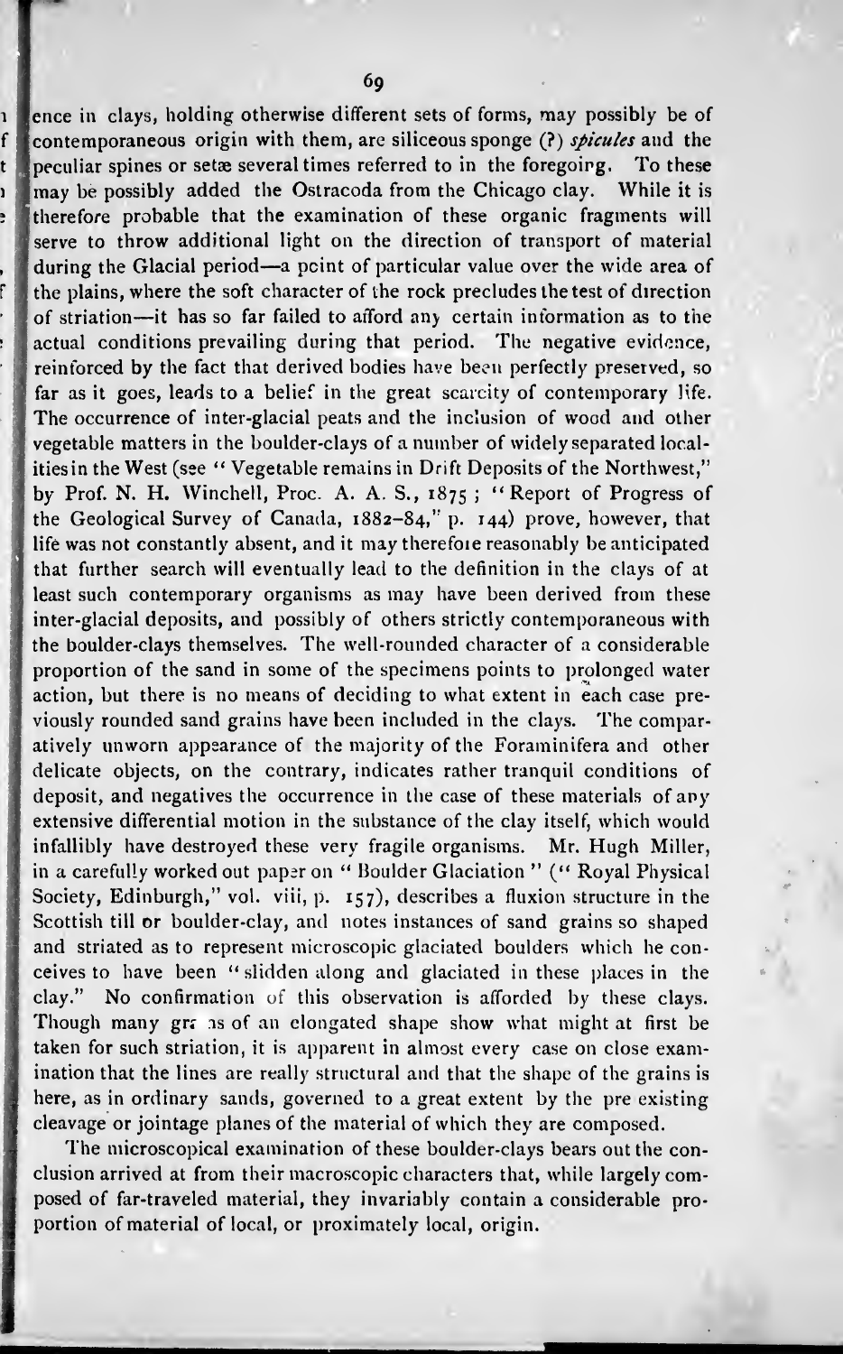ence in clays, holding otherwise different sets of forms, may possibly be of contemporaneous origin with them, are siliceous sponge (?) *spicules* and the peculiar spines or setæ several times referred to in the foregoing. To these may be possibly added the Ostracoda from the Chicago clay. While it is therefore probable that the examination of these organic fragments will serve to throw additional light on the direction of transport of material during the Glacial period—a point of particular value over the wide area of the plains, where the soft character of the rock precludes the test of direction of striation—it has so far failed to afford any certain information as to the actual conditions prevailing during that period. The negative evidence, reinforced by the fact that derived bodies have been perfectly preserved, so far as it goes, leads to a belief in the great scarcity of contemporary life. The occurrence of inter-glacial peats and the inclusion of wood and other vegetable matters in the boulder-clays of a number of widely separated localities in the West (see "Vegetable remains in Drift Deposits of the Northwest," by Prof. N. H. Winchell, Proc. A. A. S., 1875; "Report of Progress of the Geological Survey of Canada, 1882–84," p. 144) prove, however, that life was not constantly absent, and it may therefore reasonably be anticipated that further search will eventually lead to the definition in the clays of at least such contemporary organisms as may have been derived from these inter-glacial deposits, and possibly of others strictly contemporaneous with the boulder-clays themselves. The well-rounded character of a considerable proportion of the sand in some of the specimens points to prolonged water action, but there is no means of deciding to what extent in each case previously rounded sand grains have been included in the clays. The comparatively unworn appearance of the majority of the Foraminifera and other delicate objects, on the contrary, indicates rather tranquil conditions of deposit, and negatives the occurrence in the case of these materials of any extensive differential motion in the substance of the clay itself, which would infallibly have destroyed these very fragile organisms. Mr. Hugh Miller, in a carefully worked out paper on "Boulder Glaciation" ("Royal Physical Society, Edinburgh," vol. viii, p. 157), describes a fluxion structure in the Scottish till or boulder-clay, and notes instances of sand grains so shaped and striated as to represent microscopic glaciated boulders which he conceives to have been "slidden along and glaciated in these places in the clay." No confirmation of this observation is afforded by these clays. Though many grains of an elongated shape show what might at first be taken for such striation, it is apparent in almost every case on close examination that the lines are really structural and that the shape of the grains is here, as in ordinary sands, governed to a great extent by the pre existing cleavage or jointage planes of the material of which they are composed.

The microscopical examination of these boulder-clays bears out the conclusion arrived at from their macroscopic characters that, while largely composed of far-traveled material, they invariably contain a considerable proportion of material of local, or proximately local, origin.